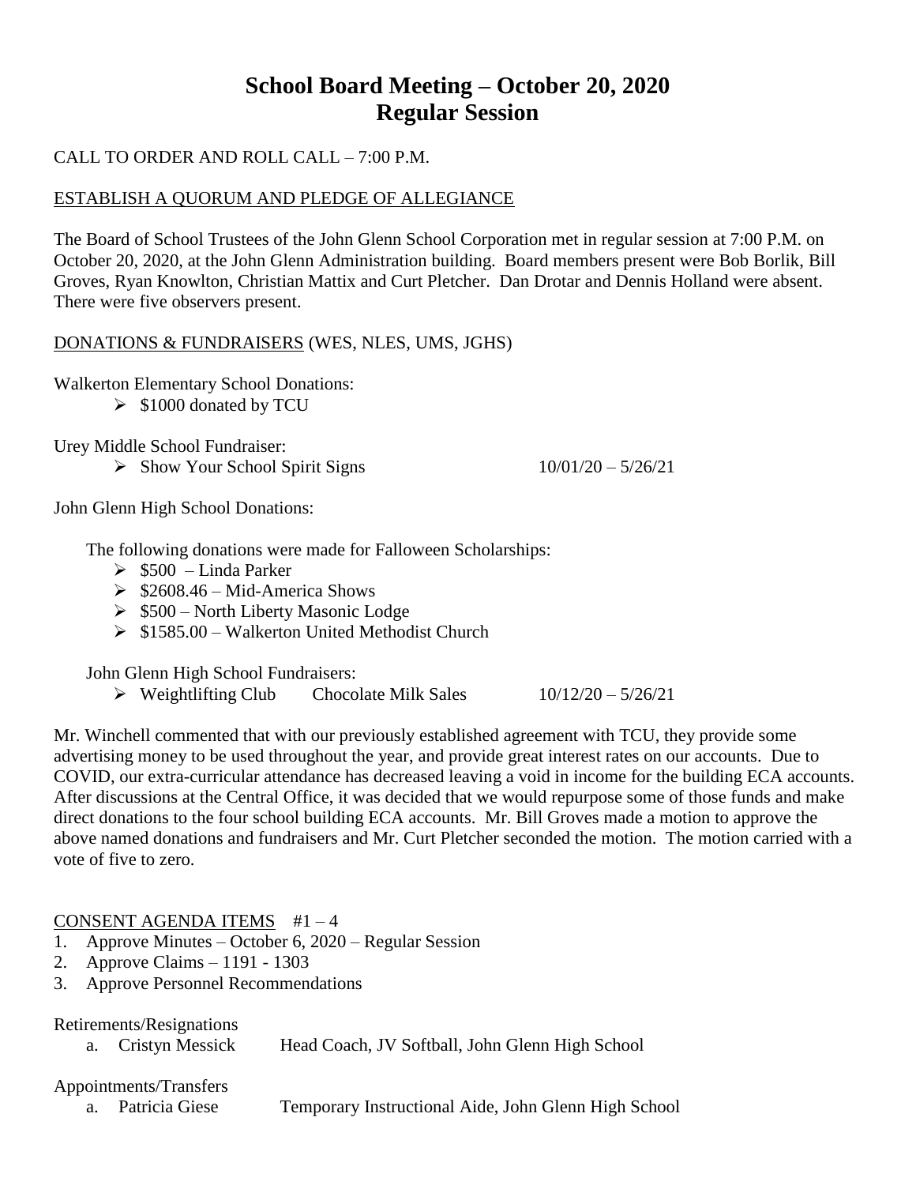# School Board Meeting – October 20, 2020
# Regular Session

CALL TO ORDER AND ROLL CALL – 7:00 P.M.

ESTABLISH A QUORUM AND PLEDGE OF ALLEGIANCE

The Board of School Trustees of the John Glenn School Corporation met in regular session at 7:00 P.M. on October 20, 2020, at the John Glenn Administration building. Board members present were Bob Borlik, Bill Groves, Ryan Knowlton, Christian Mattix and Curt Pletcher. Dan Drotar and Dennis Holland were absent. There were five observers present.

DONATIONS & FUNDRAISERS (WES, NLES, UMS, JGHS)

Walkerton Elementary School Donations:

- $1000 donated by TCU

Urey Middle School Fundraiser:

- Show Your School Spirit Signs 10/01/20 – 5/26/21

John Glenn High School Donations:

The following donations were made for Falloween Scholarships:

- $500 – Linda Parker
- $2608.46 – Mid-America Shows
- $500 – North Liberty Masonic Lodge
- $1585.00 – Walkerton United Methodist Church

John Glenn High School Fundraisers:

- Weightlifting Club Chocolate Milk Sales 10/12/20 – 5/26/21

Mr. Winchell commented that with our previously established agreement with TCU, they provide some advertising money to be used throughout the year, and provide great interest rates on our accounts. Due to COVID, our extra-curricular attendance has decreased leaving a void in income for the building ECA accounts. After discussions at the Central Office, it was decided that we would repurpose some of those funds and make direct donations to the four school building ECA accounts. Mr. Bill Groves made a motion to approve the above named donations and fundraisers and Mr. Curt Pletcher seconded the motion. The motion carried with a vote of five to zero.

CONSENT AGENDA ITEMS #1 – 4

1. Approve Minutes – October 6, 2020 – Regular Session
2. Approve Claims – 1191 - 1303
3. Approve Personnel Recommendations

Retirements/Resignations

a. Cristyn Messick Head Coach, JV Softball, John Glenn High School

Appointments/Transfers

a. Patricia Giese Temporary Instructional Aide, John Glenn High School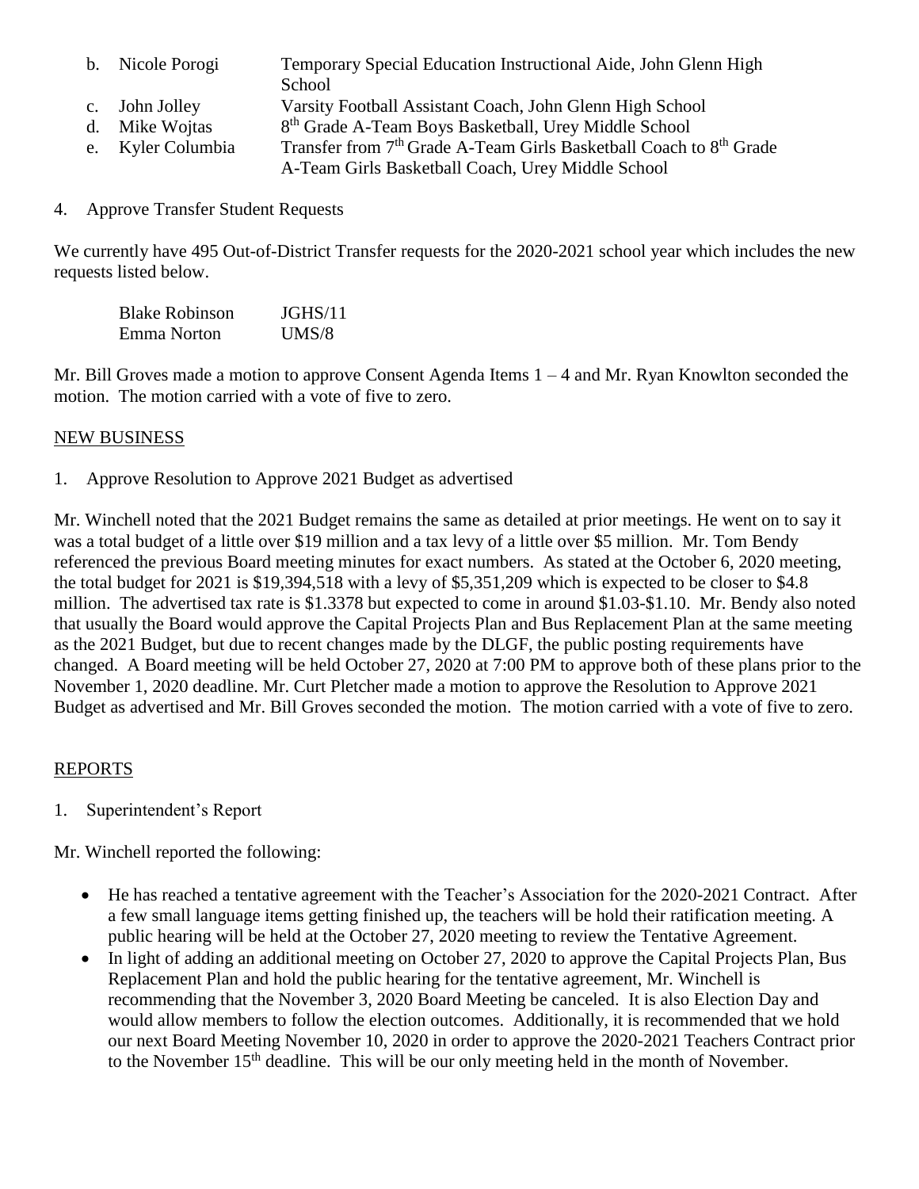b. Nicole Porogi — Temporary Special Education Instructional Aide, John Glenn High School
c. John Jolley — Varsity Football Assistant Coach, John Glenn High School
d. Mike Wojtas — 8th Grade A-Team Boys Basketball, Urey Middle School
e. Kyler Columbia — Transfer from 7th Grade A-Team Girls Basketball Coach to 8th Grade A-Team Girls Basketball Coach, Urey Middle School

4. Approve Transfer Student Requests

We currently have 495 Out-of-District Transfer requests for the 2020-2021 school year which includes the new requests listed below.

| | |
|---|---|
| Blake Robinson | JGHS/11 |
| Emma Norton | UMS/8 |

Mr. Bill Groves made a motion to approve Consent Agenda Items 1 – 4 and Mr. Ryan Knowlton seconded the motion. The motion carried with a vote of five to zero.

## NEW BUSINESS

1. Approve Resolution to Approve 2021 Budget as advertised

Mr. Winchell noted that the 2021 Budget remains the same as detailed at prior meetings. He went on to say it was a total budget of a little over $19 million and a tax levy of a little over $5 million. Mr. Tom Bendy referenced the previous Board meeting minutes for exact numbers. As stated at the October 6, 2020 meeting, the total budget for 2021 is $19,394,518 with a levy of $5,351,209 which is expected to be closer to $4.8 million. The advertised tax rate is $1.3378 but expected to come in around $1.03-$1.10. Mr. Bendy also noted that usually the Board would approve the Capital Projects Plan and Bus Replacement Plan at the same meeting as the 2021 Budget, but due to recent changes made by the DLGF, the public posting requirements have changed. A Board meeting will be held October 27, 2020 at 7:00 PM to approve both of these plans prior to the November 1, 2020 deadline. Mr. Curt Pletcher made a motion to approve the Resolution to Approve 2021 Budget as advertised and Mr. Bill Groves seconded the motion. The motion carried with a vote of five to zero.

## REPORTS

1. Superintendent's Report

Mr. Winchell reported the following:

- He has reached a tentative agreement with the Teacher's Association for the 2020-2021 Contract. After a few small language items getting finished up, the teachers will be hold their ratification meeting. A public hearing will be held at the October 27, 2020 meeting to review the Tentative Agreement.
- In light of adding an additional meeting on October 27, 2020 to approve the Capital Projects Plan, Bus Replacement Plan and hold the public hearing for the tentative agreement, Mr. Winchell is recommending that the November 3, 2020 Board Meeting be canceled. It is also Election Day and would allow members to follow the election outcomes. Additionally, it is recommended that we hold our next Board Meeting November 10, 2020 in order to approve the 2020-2021 Teachers Contract prior to the November 15th deadline. This will be our only meeting held in the month of November.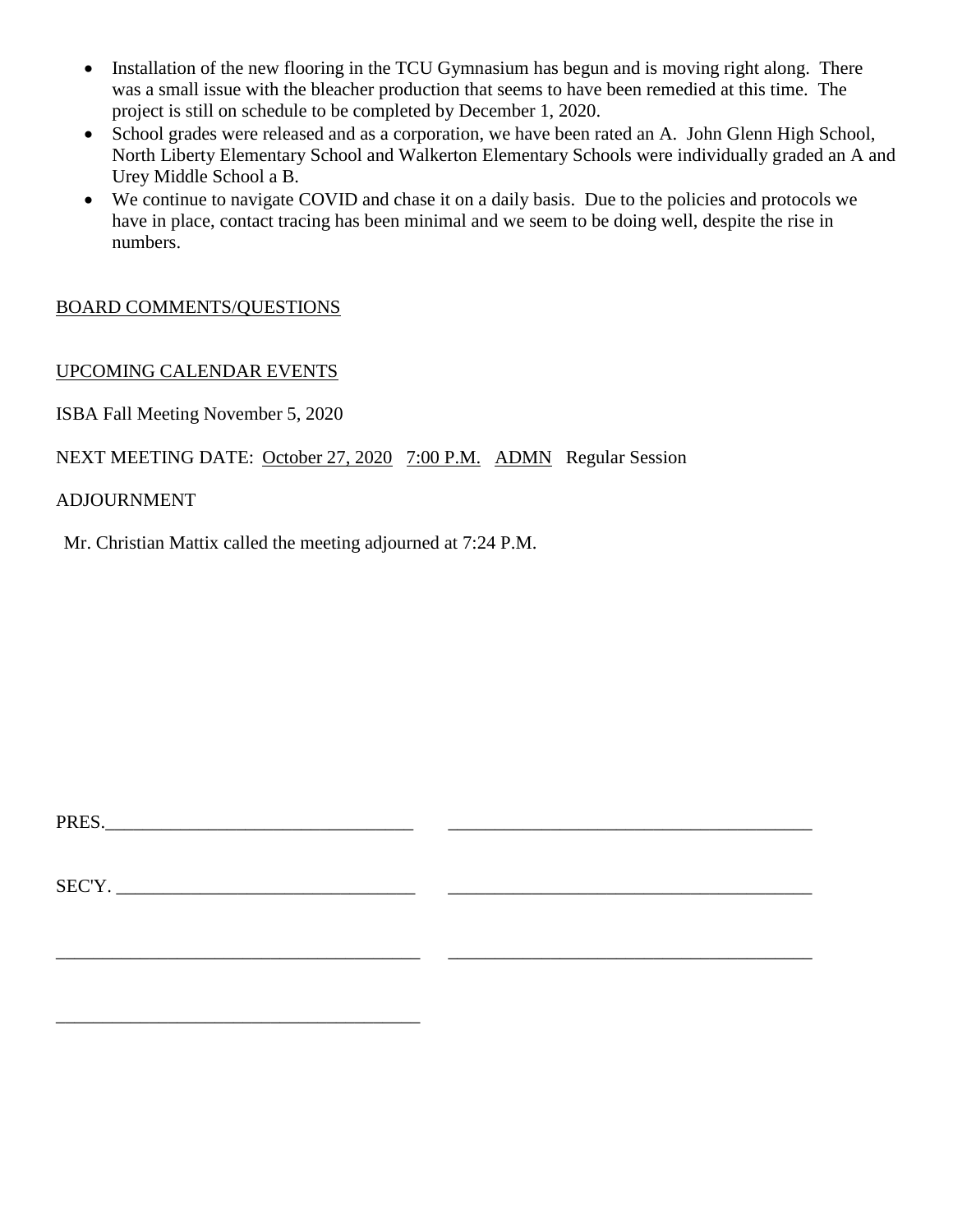- Installation of the new flooring in the TCU Gymnasium has begun and is moving right along. There was a small issue with the bleacher production that seems to have been remedied at this time. The project is still on schedule to be completed by December 1, 2020.
- School grades were released and as a corporation, we have been rated an A. John Glenn High School, North Liberty Elementary School and Walkerton Elementary Schools were individually graded an A and Urey Middle School a B.
- We continue to navigate COVID and chase it on a daily basis. Due to the policies and protocols we have in place, contact tracing has been minimal and we seem to be doing well, despite the rise in numbers.

<u>BOARD COMMENTS/QUESTIONS</u>

<u>UPCOMING CALENDAR EVENTS</u>

ISBA Fall Meeting November 5, 2020

NEXT MEETING DATE: <u>October 27, 2020</u> <u>7:00 P.M.</u> <u>ADMN</u> Regular Session

ADJOURNMENT

Mr. Christian Mattix called the meeting adjourned at 7:24 P.M.

PRES.\_\_\_\_\_\_\_\_\_\_\_\_\_\_\_\_\_\_\_\_\_\_\_\_\_\_\_\_\_\_\_\_ \_\_\_\_\_\_\_\_\_\_\_\_\_\_\_\_\_\_\_\_\_\_\_\_\_\_\_\_\_\_\_\_\_\_\_\_\_\_

SEC'Y. \_\_\_\_\_\_\_\_\_\_\_\_\_\_\_\_\_\_\_\_\_\_\_\_\_\_\_\_\_\_\_\_ \_\_\_\_\_\_\_\_\_\_\_\_\_\_\_\_\_\_\_\_\_\_\_\_\_\_\_\_\_\_\_\_\_\_\_\_\_\_

\_\_\_\_\_\_\_\_\_\_\_\_\_\_\_\_\_\_\_\_\_\_\_\_\_\_\_\_\_\_\_\_\_\_\_\_\_\_ \_\_\_\_\_\_\_\_\_\_\_\_\_\_\_\_\_\_\_\_\_\_\_\_\_\_\_\_\_\_\_\_\_\_\_\_\_\_

\_\_\_\_\_\_\_\_\_\_\_\_\_\_\_\_\_\_\_\_\_\_\_\_\_\_\_\_\_\_\_\_\_\_\_\_\_\_